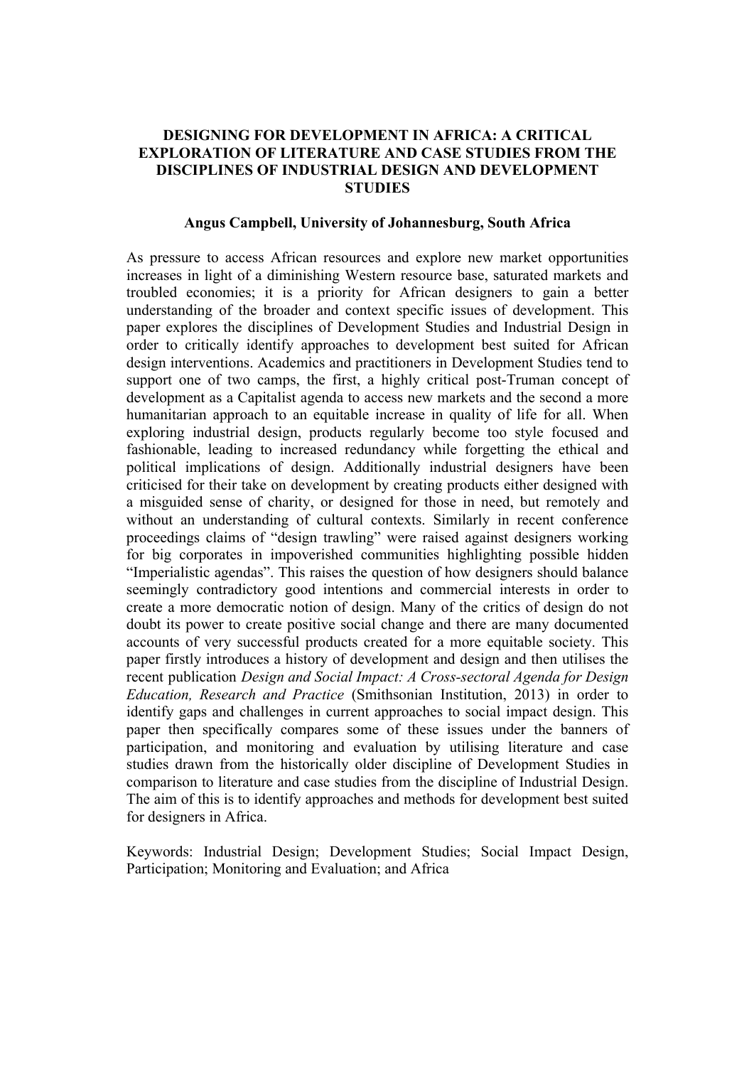# DESIGNING FOR DEVELOPMENT IN AFRICA: A CRITICAL EXPLORATION OF LITERATURE AND CASE STUDIES FROM THE DISCIPLINES OF INDUSTRIAL DESIGN AND DEVELOPMENT STUDIES

**Angus Campbell, University of Johannesburg, South Africa**

As pressure to access African resources and explore new market opportunities increases in light of a diminishing Western resource base, saturated markets and troubled economies; it is a priority for African designers to gain a better understanding of the broader and context specific issues of development. This paper explores the disciplines of Development Studies and Industrial Design in order to critically identify approaches to development best suited for African design interventions. Academics and practitioners in Development Studies tend to support one of two camps, the first, a highly critical post-Truman concept of development as a Capitalist agenda to access new markets and the second a more humanitarian approach to an equitable increase in quality of life for all. When exploring industrial design, products regularly become too style focused and fashionable, leading to increased redundancy while forgetting the ethical and political implications of design. Additionally industrial designers have been criticised for their take on development by creating products either designed with a misguided sense of charity, or designed for those in need, but remotely and without an understanding of cultural contexts. Similarly in recent conference proceedings claims of "design trawling" were raised against designers working for big corporates in impoverished communities highlighting possible hidden "Imperialistic agendas". This raises the question of how designers should balance seemingly contradictory good intentions and commercial interests in order to create a more democratic notion of design. Many of the critics of design do not doubt its power to create positive social change and there are many documented accounts of very successful products created for a more equitable society. This paper firstly introduces a history of development and design and then utilises the recent publication *Design and Social Impact: A Cross-sectoral Agenda for Design Education, Research and Practice* (Smithsonian Institution, 2013) in order to identify gaps and challenges in current approaches to social impact design. This paper then specifically compares some of these issues under the banners of participation, and monitoring and evaluation by utilising literature and case studies drawn from the historically older discipline of Development Studies in comparison to literature and case studies from the discipline of Industrial Design. The aim of this is to identify approaches and methods for development best suited for designers in Africa.

Keywords: Industrial Design; Development Studies; Social Impact Design, Participation; Monitoring and Evaluation; and Africa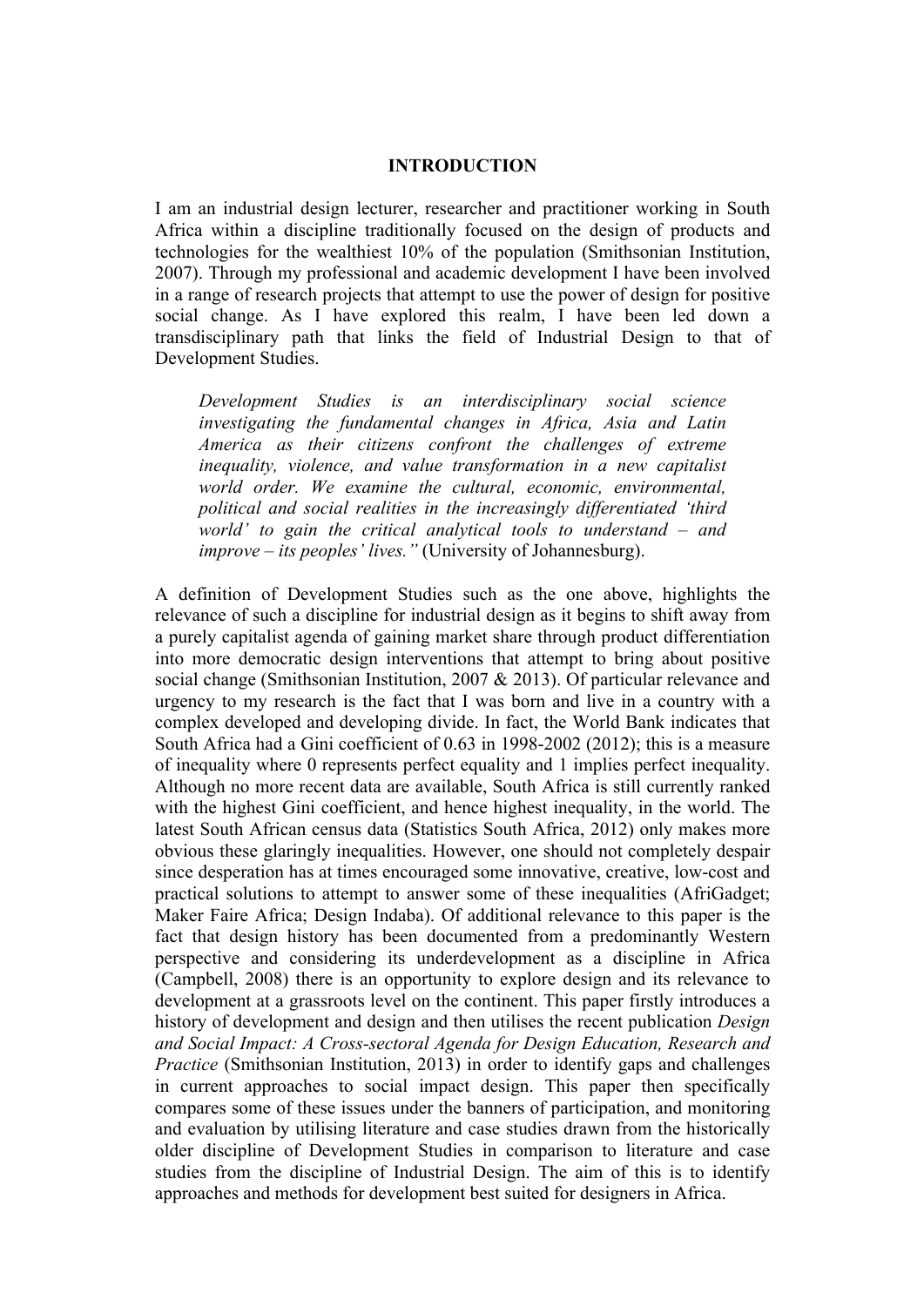# INTRODUCTION

I am an industrial design lecturer, researcher and practitioner working in South Africa within a discipline traditionally focused on the design of products and technologies for the wealthiest 10% of the population (Smithsonian Institution, 2007). Through my professional and academic development I have been involved in a range of research projects that attempt to use the power of design for positive social change. As I have explored this realm, I have been led down a transdisciplinary path that links the field of Industrial Design to that of Development Studies.

> *Development Studies is an interdisciplinary social science investigating the fundamental changes in Africa, Asia and Latin America as their citizens confront the challenges of extreme inequality, violence, and value transformation in a new capitalist world order. We examine the cultural, economic, environmental, political and social realities in the increasingly differentiated 'third world' to gain the critical analytical tools to understand – and improve – its peoples' lives."* (University of Johannesburg).

A definition of Development Studies such as the one above, highlights the relevance of such a discipline for industrial design as it begins to shift away from a purely capitalist agenda of gaining market share through product differentiation into more democratic design interventions that attempt to bring about positive social change (Smithsonian Institution, 2007 & 2013). Of particular relevance and urgency to my research is the fact that I was born and live in a country with a complex developed and developing divide. In fact, the World Bank indicates that South Africa had a Gini coefficient of 0.63 in 1998-2002 (2012); this is a measure of inequality where 0 represents perfect equality and 1 implies perfect inequality. Although no more recent data are available, South Africa is still currently ranked with the highest Gini coefficient, and hence highest inequality, in the world. The latest South African census data (Statistics South Africa, 2012) only makes more obvious these glaringly inequalities. However, one should not completely despair since desperation has at times encouraged some innovative, creative, low-cost and practical solutions to attempt to answer some of these inequalities (AfriGadget; Maker Faire Africa; Design Indaba). Of additional relevance to this paper is the fact that design history has been documented from a predominantly Western perspective and considering its underdevelopment as a discipline in Africa (Campbell, 2008) there is an opportunity to explore design and its relevance to development at a grassroots level on the continent. This paper firstly introduces a history of development and design and then utilises the recent publication *Design and Social Impact: A Cross-sectoral Agenda for Design Education, Research and Practice* (Smithsonian Institution, 2013) in order to identify gaps and challenges in current approaches to social impact design. This paper then specifically compares some of these issues under the banners of participation, and monitoring and evaluation by utilising literature and case studies drawn from the historically older discipline of Development Studies in comparison to literature and case studies from the discipline of Industrial Design. The aim of this is to identify approaches and methods for development best suited for designers in Africa.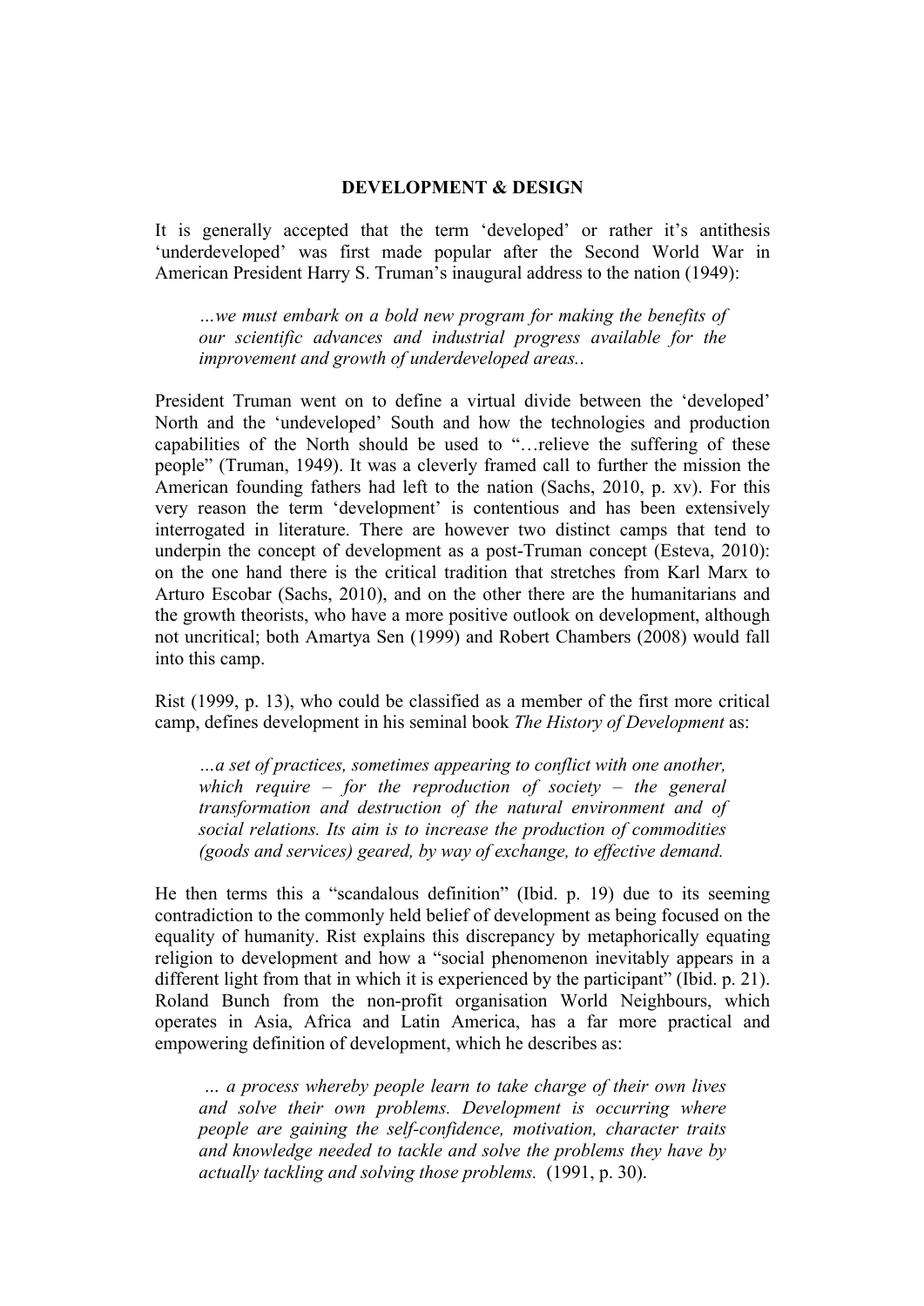## DEVELOPMENT & DESIGN

It is generally accepted that the term 'developed' or rather it's antithesis 'underdeveloped' was first made popular after the Second World War in American President Harry S. Truman's inaugural address to the nation (1949):

> *…we must embark on a bold new program for making the benefits of our scientific advances and industrial progress available for the improvement and growth of underdeveloped areas..*

President Truman went on to define a virtual divide between the 'developed' North and the 'undeveloped' South and how the technologies and production capabilities of the North should be used to "…relieve the suffering of these people" (Truman, 1949). It was a cleverly framed call to further the mission the American founding fathers had left to the nation (Sachs, 2010, p. xv). For this very reason the term 'development' is contentious and has been extensively interrogated in literature. There are however two distinct camps that tend to underpin the concept of development as a post-Truman concept (Esteva, 2010): on the one hand there is the critical tradition that stretches from Karl Marx to Arturo Escobar (Sachs, 2010), and on the other there are the humanitarians and the growth theorists, who have a more positive outlook on development, although not uncritical; both Amartya Sen (1999) and Robert Chambers (2008) would fall into this camp.

Rist (1999, p. 13), who could be classified as a member of the first more critical camp, defines development in his seminal book *The History of Development* as:

> *…a set of practices, sometimes appearing to conflict with one another, which require – for the reproduction of society – the general transformation and destruction of the natural environment and of social relations. Its aim is to increase the production of commodities (goods and services) geared, by way of exchange, to effective demand.*

He then terms this a "scandalous definition" (Ibid. p. 19) due to its seeming contradiction to the commonly held belief of development as being focused on the equality of humanity. Rist explains this discrepancy by metaphorically equating religion to development and how a "social phenomenon inevitably appears in a different light from that in which it is experienced by the participant" (Ibid. p. 21). Roland Bunch from the non-profit organisation World Neighbours, which operates in Asia, Africa and Latin America, has a far more practical and empowering definition of development, which he describes as:

> *… a process whereby people learn to take charge of their own lives and solve their own problems. Development is occurring where people are gaining the self-confidence, motivation, character traits and knowledge needed to tackle and solve the problems they have by actually tackling and solving those problems.* (1991, p. 30).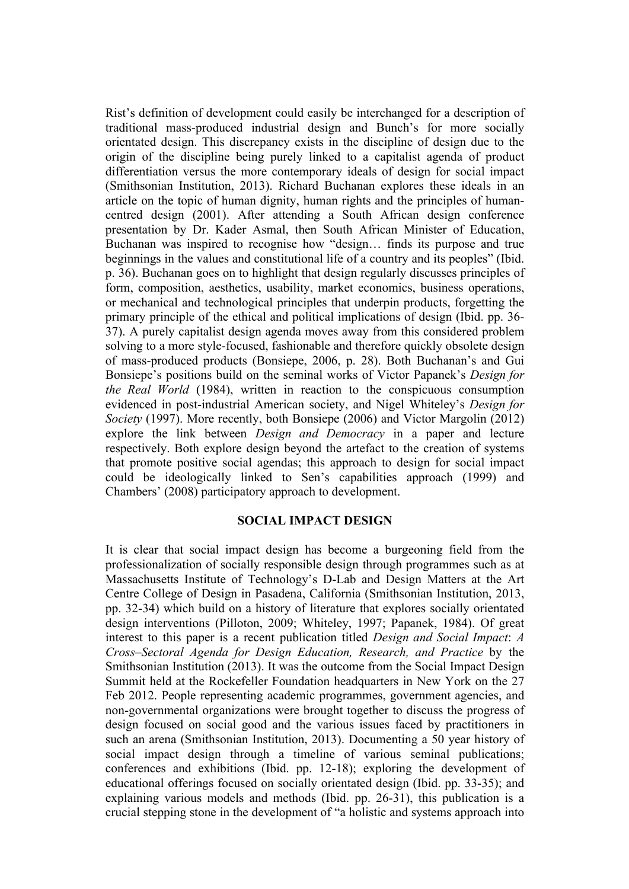Rist's definition of development could easily be interchanged for a description of traditional mass-produced industrial design and Bunch's for more socially orientated design. This discrepancy exists in the discipline of design due to the origin of the discipline being purely linked to a capitalist agenda of product differentiation versus the more contemporary ideals of design for social impact (Smithsonian Institution, 2013). Richard Buchanan explores these ideals in an article on the topic of human dignity, human rights and the principles of human-centred design (2001). After attending a South African design conference presentation by Dr. Kader Asmal, then South African Minister of Education, Buchanan was inspired to recognise how "design… finds its purpose and true beginnings in the values and constitutional life of a country and its peoples" (Ibid. p. 36). Buchanan goes on to highlight that design regularly discusses principles of form, composition, aesthetics, usability, market economics, business operations, or mechanical and technological principles that underpin products, forgetting the primary principle of the ethical and political implications of design (Ibid. pp. 36-37). A purely capitalist design agenda moves away from this considered problem solving to a more style-focused, fashionable and therefore quickly obsolete design of mass-produced products (Bonsiepe, 2006, p. 28). Both Buchanan's and Gui Bonsiepe's positions build on the seminal works of Victor Papanek's *Design for the Real World* (1984), written in reaction to the conspicuous consumption evidenced in post-industrial American society, and Nigel Whiteley's *Design for Society* (1997). More recently, both Bonsiepe (2006) and Victor Margolin (2012) explore the link between *Design and Democracy* in a paper and lecture respectively. Both explore design beyond the artefact to the creation of systems that promote positive social agendas; this approach to design for social impact could be ideologically linked to Sen's capabilities approach (1999) and Chambers' (2008) participatory approach to development.

## SOCIAL IMPACT DESIGN

It is clear that social impact design has become a burgeoning field from the professionalization of socially responsible design through programmes such as at Massachusetts Institute of Technology's D-Lab and Design Matters at the Art Centre College of Design in Pasadena, California (Smithsonian Institution, 2013, pp. 32-34) which build on a history of literature that explores socially orientated design interventions (Pilloton, 2009; Whiteley, 1997; Papanek, 1984). Of great interest to this paper is a recent publication titled *Design and Social Impact*: *A Cross–Sectoral Agenda for Design Education, Research, and Practice* by the Smithsonian Institution (2013). It was the outcome from the Social Impact Design Summit held at the Rockefeller Foundation headquarters in New York on the 27 Feb 2012. People representing academic programmes, government agencies, and non-governmental organizations were brought together to discuss the progress of design focused on social good and the various issues faced by practitioners in such an arena (Smithsonian Institution, 2013). Documenting a 50 year history of social impact design through a timeline of various seminal publications; conferences and exhibitions (Ibid. pp. 12-18); exploring the development of educational offerings focused on socially orientated design (Ibid. pp. 33-35); and explaining various models and methods (Ibid. pp. 26-31), this publication is a crucial stepping stone in the development of "a holistic and systems approach into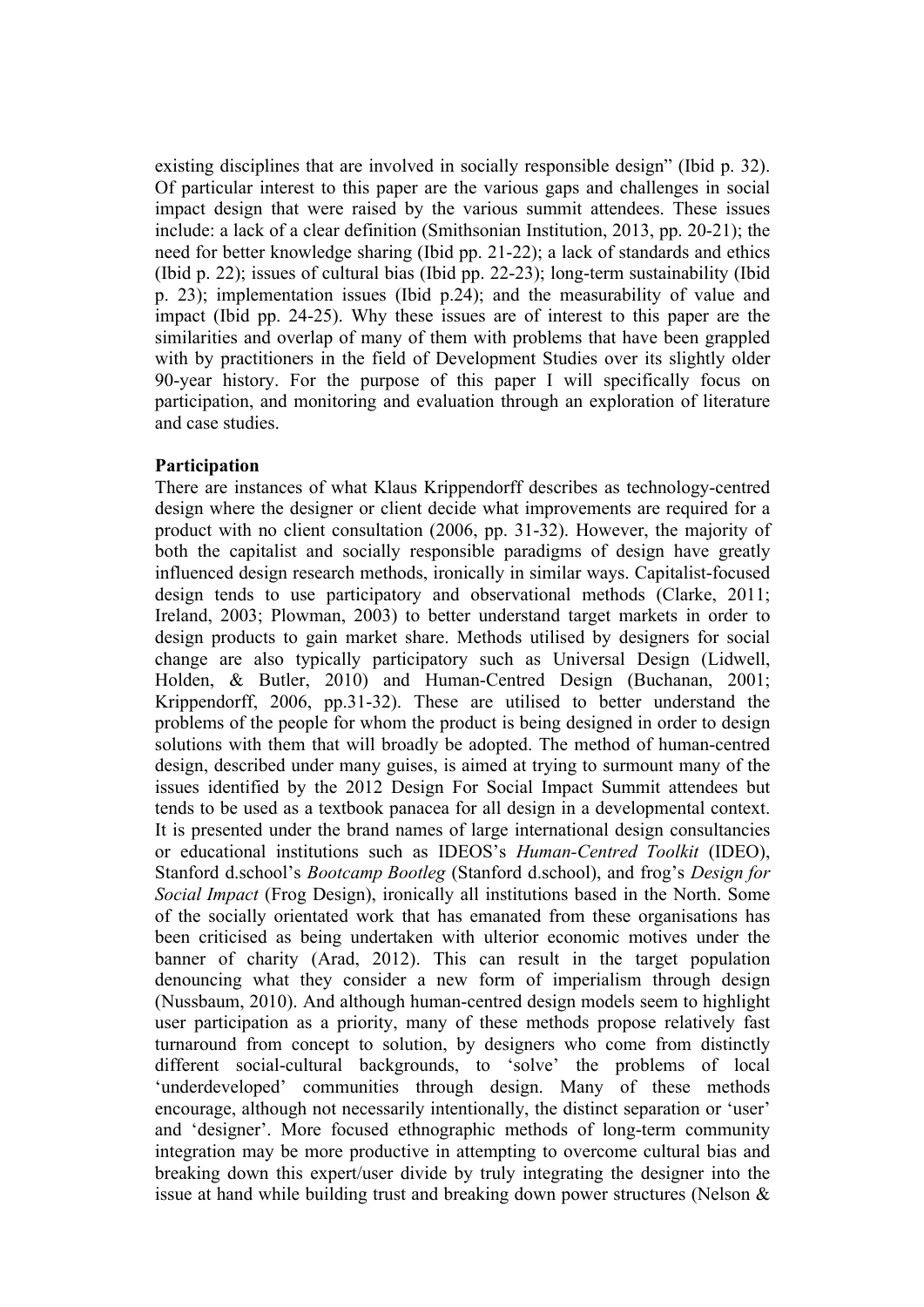existing disciplines that are involved in socially responsible design" (Ibid p. 32). Of particular interest to this paper are the various gaps and challenges in social impact design that were raised by the various summit attendees. These issues include: a lack of a clear definition (Smithsonian Institution, 2013, pp. 20-21); the need for better knowledge sharing (Ibid pp. 21-22); a lack of standards and ethics (Ibid p. 22); issues of cultural bias (Ibid pp. 22-23); long-term sustainability (Ibid p. 23); implementation issues (Ibid p.24); and the measurability of value and impact (Ibid pp. 24-25). Why these issues are of interest to this paper are the similarities and overlap of many of them with problems that have been grappled with by practitioners in the field of Development Studies over its slightly older 90-year history. For the purpose of this paper I will specifically focus on participation, and monitoring and evaluation through an exploration of literature and case studies.

**Participation**

There are instances of what Klaus Krippendorff describes as technology-centred design where the designer or client decide what improvements are required for a product with no client consultation (2006, pp. 31-32). However, the majority of both the capitalist and socially responsible paradigms of design have greatly influenced design research methods, ironically in similar ways. Capitalist-focused design tends to use participatory and observational methods (Clarke, 2011; Ireland, 2003; Plowman, 2003) to better understand target markets in order to design products to gain market share. Methods utilised by designers for social change are also typically participatory such as Universal Design (Lidwell, Holden, & Butler, 2010) and Human-Centred Design (Buchanan, 2001; Krippendorff, 2006, pp.31-32). These are utilised to better understand the problems of the people for whom the product is being designed in order to design solutions with them that will broadly be adopted. The method of human-centred design, described under many guises, is aimed at trying to surmount many of the issues identified by the 2012 Design For Social Impact Summit attendees but tends to be used as a textbook panacea for all design in a developmental context. It is presented under the brand names of large international design consultancies or educational institutions such as IDEOS's *Human-Centred Toolkit* (IDEO), Stanford d.school's *Bootcamp Bootleg* (Stanford d.school), and frog's *Design for Social Impact* (Frog Design), ironically all institutions based in the North. Some of the socially orientated work that has emanated from these organisations has been criticised as being undertaken with ulterior economic motives under the banner of charity (Arad, 2012). This can result in the target population denouncing what they consider a new form of imperialism through design (Nussbaum, 2010). And although human-centred design models seem to highlight user participation as a priority, many of these methods propose relatively fast turnaround from concept to solution, by designers who come from distinctly different social-cultural backgrounds, to 'solve' the problems of local 'underdeveloped' communities through design. Many of these methods encourage, although not necessarily intentionally, the distinct separation or 'user' and 'designer'. More focused ethnographic methods of long-term community integration may be more productive in attempting to overcome cultural bias and breaking down this expert/user divide by truly integrating the designer into the issue at hand while building trust and breaking down power structures (Nelson &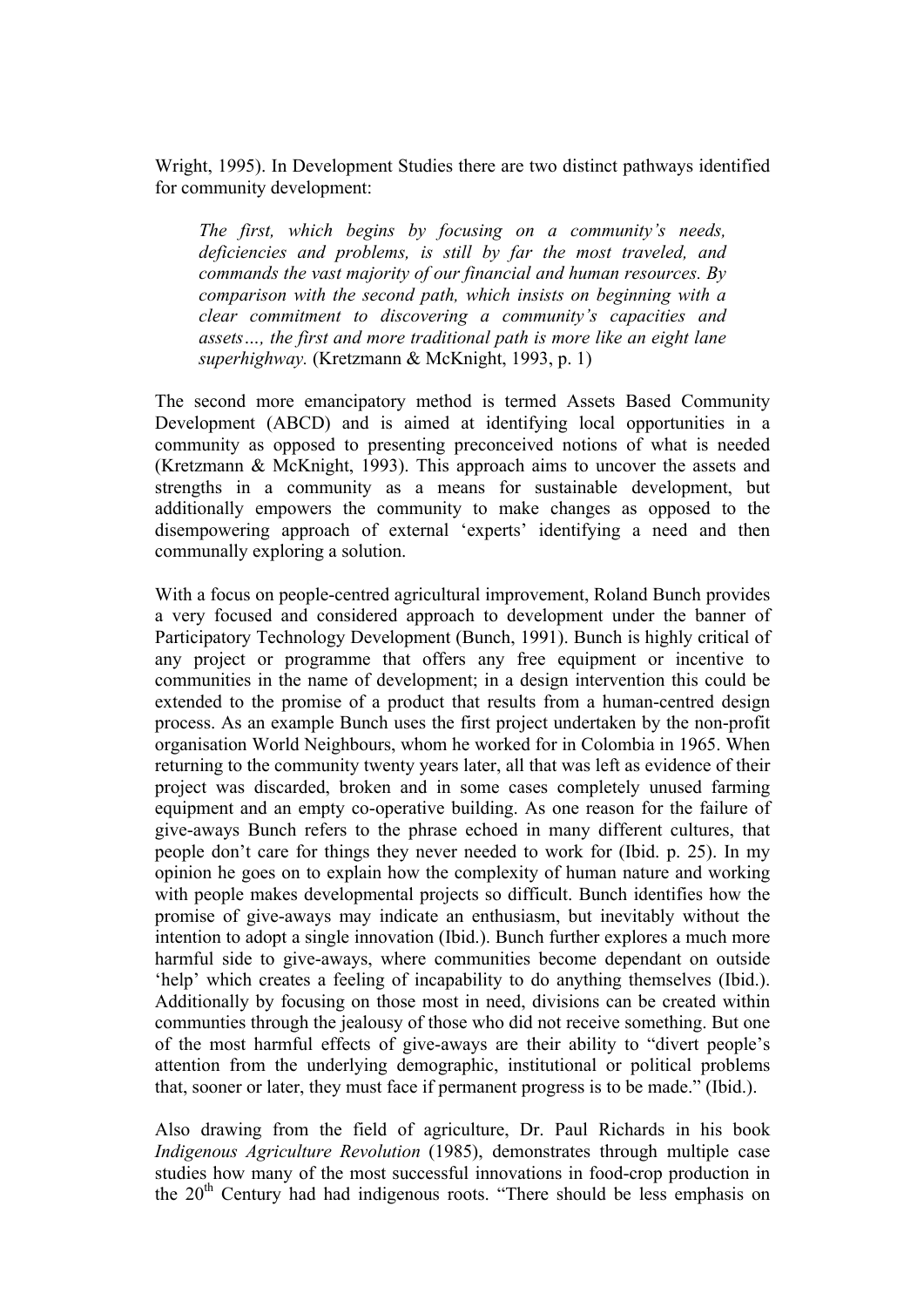Wright, 1995). In Development Studies there are two distinct pathways identified for community development:

> *The first, which begins by focusing on a community's needs, deficiencies and problems, is still by far the most traveled, and commands the vast majority of our financial and human resources. By comparison with the second path, which insists on beginning with a clear commitment to discovering a community's capacities and assets…, the first and more traditional path is more like an eight lane superhighway.* (Kretzmann & McKnight, 1993, p. 1)

The second more emancipatory method is termed Assets Based Community Development (ABCD) and is aimed at identifying local opportunities in a community as opposed to presenting preconceived notions of what is needed (Kretzmann & McKnight, 1993). This approach aims to uncover the assets and strengths in a community as a means for sustainable development, but additionally empowers the community to make changes as opposed to the disempowering approach of external 'experts' identifying a need and then communally exploring a solution.

With a focus on people-centred agricultural improvement, Roland Bunch provides a very focused and considered approach to development under the banner of Participatory Technology Development (Bunch, 1991). Bunch is highly critical of any project or programme that offers any free equipment or incentive to communities in the name of development; in a design intervention this could be extended to the promise of a product that results from a human-centred design process. As an example Bunch uses the first project undertaken by the non-profit organisation World Neighbours, whom he worked for in Colombia in 1965. When returning to the community twenty years later, all that was left as evidence of their project was discarded, broken and in some cases completely unused farming equipment and an empty co-operative building. As one reason for the failure of give-aways Bunch refers to the phrase echoed in many different cultures, that people don't care for things they never needed to work for (Ibid. p. 25). In my opinion he goes on to explain how the complexity of human nature and working with people makes developmental projects so difficult. Bunch identifies how the promise of give-aways may indicate an enthusiasm, but inevitably without the intention to adopt a single innovation (Ibid.). Bunch further explores a much more harmful side to give-aways, where communities become dependant on outside 'help' which creates a feeling of incapability to do anything themselves (Ibid.). Additionally by focusing on those most in need, divisions can be created within communties through the jealousy of those who did not receive something. But one of the most harmful effects of give-aways are their ability to "divert people's attention from the underlying demographic, institutional or political problems that, sooner or later, they must face if permanent progress is to be made." (Ibid.).

Also drawing from the field of agriculture, Dr. Paul Richards in his book *Indigenous Agriculture Revolution* (1985), demonstrates through multiple case studies how many of the most successful innovations in food-crop production in the 20th Century had had indigenous roots. "There should be less emphasis on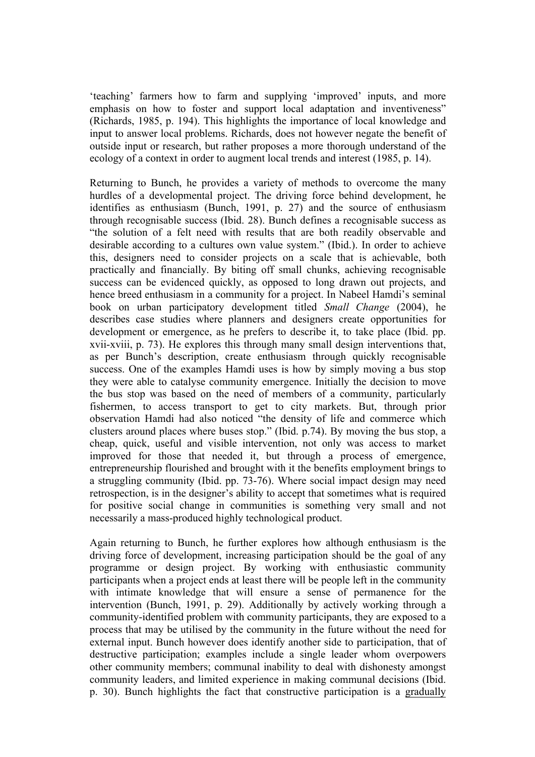'teaching' farmers how to farm and supplying 'improved' inputs, and more emphasis on how to foster and support local adaptation and inventiveness" (Richards, 1985, p. 194). This highlights the importance of local knowledge and input to answer local problems. Richards, does not however negate the benefit of outside input or research, but rather proposes a more thorough understand of the ecology of a context in order to augment local trends and interest (1985, p. 14).

Returning to Bunch, he provides a variety of methods to overcome the many hurdles of a developmental project. The driving force behind development, he identifies as enthusiasm (Bunch, 1991, p. 27) and the source of enthusiasm through recognisable success (Ibid. 28). Bunch defines a recognisable success as "the solution of a felt need with results that are both readily observable and desirable according to a cultures own value system." (Ibid.). In order to achieve this, designers need to consider projects on a scale that is achievable, both practically and financially. By biting off small chunks, achieving recognisable success can be evidenced quickly, as opposed to long drawn out projects, and hence breed enthusiasm in a community for a project. In Nabeel Hamdi's seminal book on urban participatory development titled *Small Change* (2004), he describes case studies where planners and designers create opportunities for development or emergence, as he prefers to describe it, to take place (Ibid. pp. xvii-xviii, p. 73). He explores this through many small design interventions that, as per Bunch's description, create enthusiasm through quickly recognisable success. One of the examples Hamdi uses is how by simply moving a bus stop they were able to catalyse community emergence. Initially the decision to move the bus stop was based on the need of members of a community, particularly fishermen, to access transport to get to city markets. But, through prior observation Hamdi had also noticed "the density of life and commerce which clusters around places where buses stop." (Ibid. p.74). By moving the bus stop, a cheap, quick, useful and visible intervention, not only was access to market improved for those that needed it, but through a process of emergence, entrepreneurship flourished and brought with it the benefits employment brings to a struggling community (Ibid. pp. 73-76). Where social impact design may need retrospection, is in the designer's ability to accept that sometimes what is required for positive social change in communities is something very small and not necessarily a mass-produced highly technological product.

Again returning to Bunch, he further explores how although enthusiasm is the driving force of development, increasing participation should be the goal of any programme or design project. By working with enthusiastic community participants when a project ends at least there will be people left in the community with intimate knowledge that will ensure a sense of permanence for the intervention (Bunch, 1991, p. 29). Additionally by actively working through a community-identified problem with community participants, they are exposed to a process that may be utilised by the community in the future without the need for external input. Bunch however does identify another side to participation, that of destructive participation; examples include a single leader whom overpowers other community members; communal inability to deal with dishonesty amongst community leaders, and limited experience in making communal decisions (Ibid. p. 30). Bunch highlights the fact that constructive participation is a gradually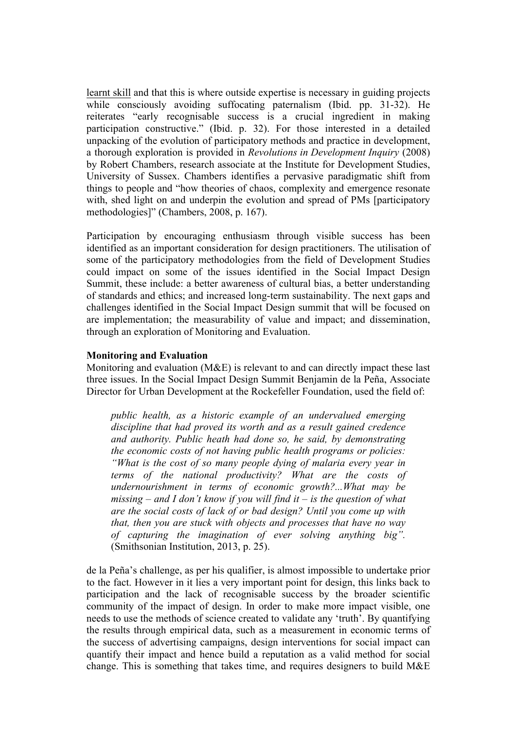learnt skill and that this is where outside expertise is necessary in guiding projects while consciously avoiding suffocating paternalism (Ibid. pp. 31-32). He reiterates "early recognisable success is a crucial ingredient in making participation constructive." (Ibid. p. 32). For those interested in a detailed unpacking of the evolution of participatory methods and practice in development, a thorough exploration is provided in *Revolutions in Development Inquiry* (2008) by Robert Chambers, research associate at the Institute for Development Studies, University of Sussex. Chambers identifies a pervasive paradigmatic shift from things to people and "how theories of chaos, complexity and emergence resonate with, shed light on and underpin the evolution and spread of PMs [participatory methodologies]" (Chambers, 2008, p. 167).

Participation by encouraging enthusiasm through visible success has been identified as an important consideration for design practitioners. The utilisation of some of the participatory methodologies from the field of Development Studies could impact on some of the issues identified in the Social Impact Design Summit, these include: a better awareness of cultural bias, a better understanding of standards and ethics; and increased long-term sustainability. The next gaps and challenges identified in the Social Impact Design summit that will be focused on are implementation; the measurability of value and impact; and dissemination, through an exploration of Monitoring and Evaluation.

**Monitoring and Evaluation**

Monitoring and evaluation (M&E) is relevant to and can directly impact these last three issues. In the Social Impact Design Summit Benjamin de la Peña, Associate Director for Urban Development at the Rockefeller Foundation, used the field of:

> *public health, as a historic example of an undervalued emerging discipline that had proved its worth and as a result gained credence and authority. Public heath had done so, he said, by demonstrating the economic costs of not having public health programs or policies: "What is the cost of so many people dying of malaria every year in terms of the national productivity? What are the costs of undernourishment in terms of economic growth?...What may be missing – and I don't know if you will find it – is the question of what are the social costs of lack of or bad design? Until you come up with that, then you are stuck with objects and processes that have no way of capturing the imagination of ever solving anything big".* (Smithsonian Institution, 2013, p. 25).

de la Peña's challenge, as per his qualifier, is almost impossible to undertake prior to the fact. However in it lies a very important point for design, this links back to participation and the lack of recognisable success by the broader scientific community of the impact of design. In order to make more impact visible, one needs to use the methods of science created to validate any 'truth'. By quantifying the results through empirical data, such as a measurement in economic terms of the success of advertising campaigns, design interventions for social impact can quantify their impact and hence build a reputation as a valid method for social change. This is something that takes time, and requires designers to build M&E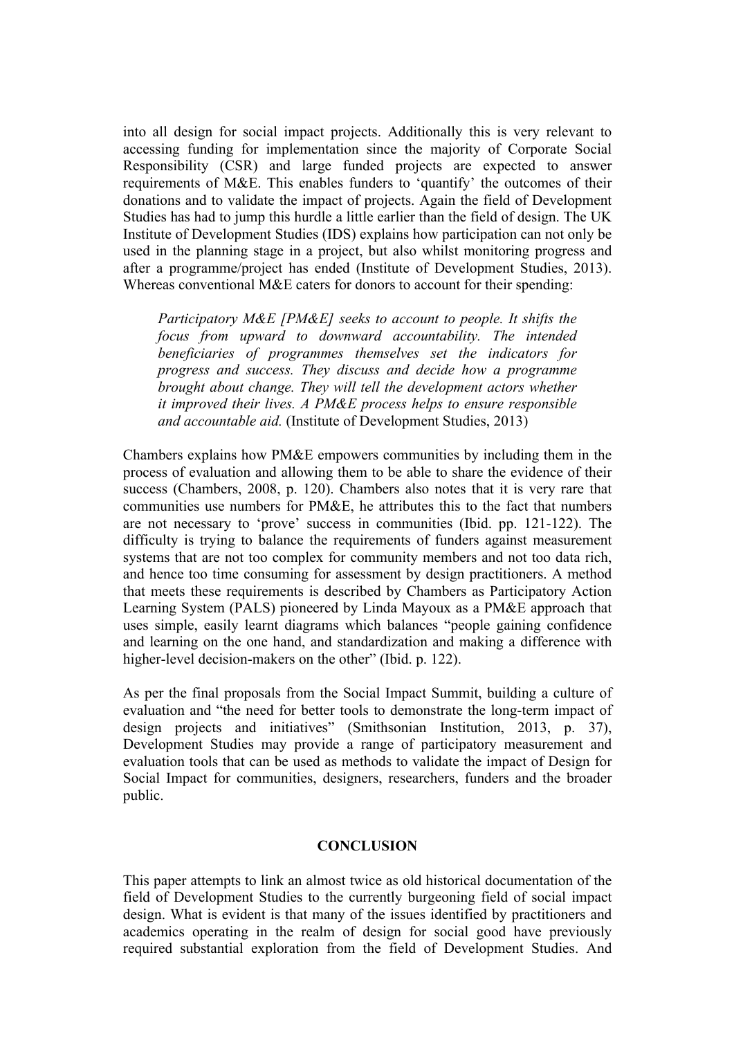into all design for social impact projects. Additionally this is very relevant to accessing funding for implementation since the majority of Corporate Social Responsibility (CSR) and large funded projects are expected to answer requirements of M&E. This enables funders to 'quantify' the outcomes of their donations and to validate the impact of projects. Again the field of Development Studies has had to jump this hurdle a little earlier than the field of design. The UK Institute of Development Studies (IDS) explains how participation can not only be used in the planning stage in a project, but also whilst monitoring progress and after a programme/project has ended (Institute of Development Studies, 2013). Whereas conventional M&E caters for donors to account for their spending:

> *Participatory M&E [PM&E] seeks to account to people. It shifts the focus from upward to downward accountability. The intended beneficiaries of programmes themselves set the indicators for progress and success. They discuss and decide how a programme brought about change. They will tell the development actors whether it improved their lives. A PM&E process helps to ensure responsible and accountable aid.* (Institute of Development Studies, 2013)

Chambers explains how PM&E empowers communities by including them in the process of evaluation and allowing them to be able to share the evidence of their success (Chambers, 2008, p. 120). Chambers also notes that it is very rare that communities use numbers for PM&E, he attributes this to the fact that numbers are not necessary to 'prove' success in communities (Ibid. pp. 121-122). The difficulty is trying to balance the requirements of funders against measurement systems that are not too complex for community members and not too data rich, and hence too time consuming for assessment by design practitioners. A method that meets these requirements is described by Chambers as Participatory Action Learning System (PALS) pioneered by Linda Mayoux as a PM&E approach that uses simple, easily learnt diagrams which balances "people gaining confidence and learning on the one hand, and standardization and making a difference with higher-level decision-makers on the other" (Ibid. p. 122).

As per the final proposals from the Social Impact Summit, building a culture of evaluation and "the need for better tools to demonstrate the long-term impact of design projects and initiatives" (Smithsonian Institution, 2013, p. 37), Development Studies may provide a range of participatory measurement and evaluation tools that can be used as methods to validate the impact of Design for Social Impact for communities, designers, researchers, funders and the broader public.

## CONCLUSION

This paper attempts to link an almost twice as old historical documentation of the field of Development Studies to the currently burgeoning field of social impact design. What is evident is that many of the issues identified by practitioners and academics operating in the realm of design for social good have previously required substantial exploration from the field of Development Studies. And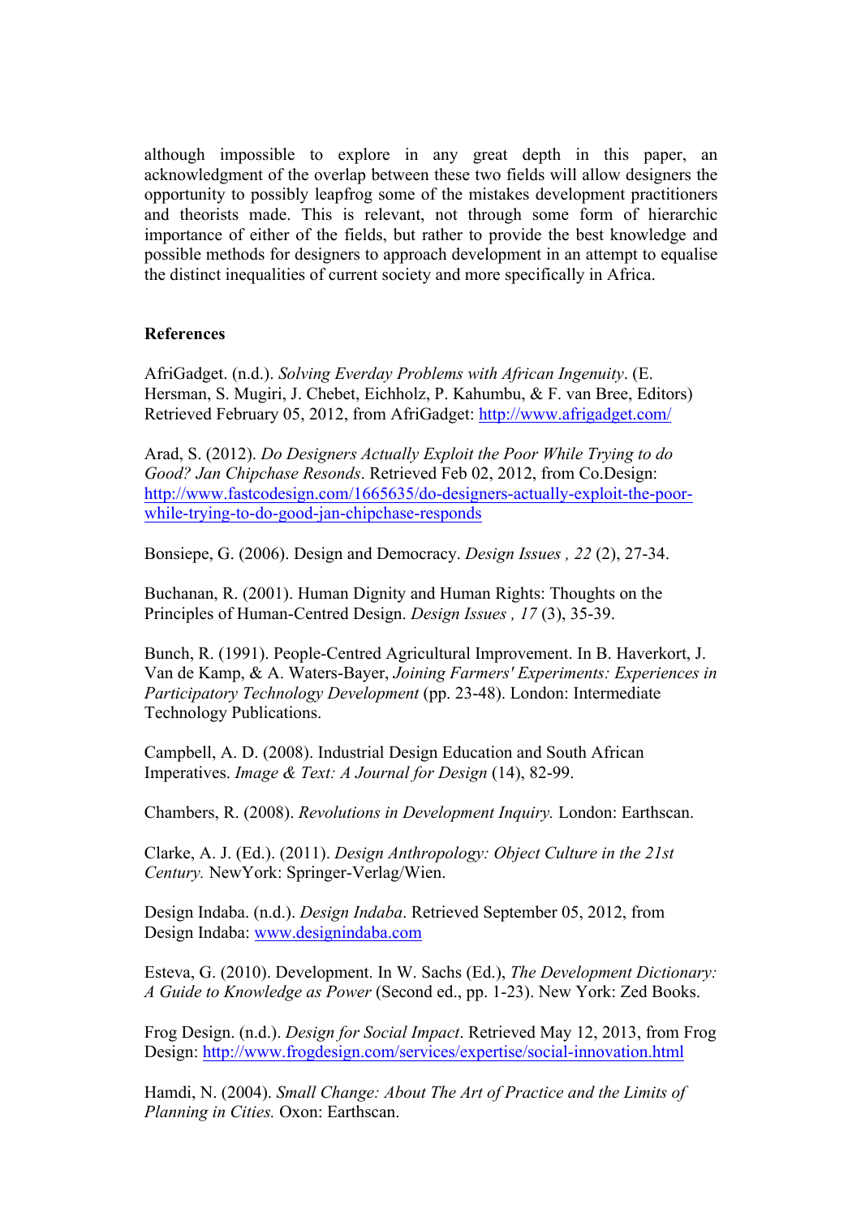although impossible to explore in any great depth in this paper, an acknowledgment of the overlap between these two fields will allow designers the opportunity to possibly leapfrog some of the mistakes development practitioners and theorists made. This is relevant, not through some form of hierarchic importance of either of the fields, but rather to provide the best knowledge and possible methods for designers to approach development in an attempt to equalise the distinct inequalities of current society and more specifically in Africa.

**References**

AfriGadget. (n.d.). *Solving Everday Problems with African Ingenuity*. (E. Hersman, S. Mugiri, J. Chebet, Eichholz, P. Kahumbu, & F. van Bree, Editors) Retrieved February 05, 2012, from AfriGadget: http://www.afrigadget.com/

Arad, S. (2012). *Do Designers Actually Exploit the Poor While Trying to do Good? Jan Chipchase Resonds*. Retrieved Feb 02, 2012, from Co.Design: http://www.fastcodesign.com/1665635/do-designers-actually-exploit-the-poor-while-trying-to-do-good-jan-chipchase-responds

Bonsiepe, G. (2006). Design and Democracy. *Design Issues , 22* (2), 27-34.

Buchanan, R. (2001). Human Dignity and Human Rights: Thoughts on the Principles of Human-Centred Design. *Design Issues , 17* (3), 35-39.

Bunch, R. (1991). People-Centred Agricultural Improvement. In B. Haverkort, J. Van de Kamp, & A. Waters-Bayer, *Joining Farmers' Experiments: Experiences in Participatory Technology Development* (pp. 23-48). London: Intermediate Technology Publications.

Campbell, A. D. (2008). Industrial Design Education and South African Imperatives. *Image & Text: A Journal for Design* (14), 82-99.

Chambers, R. (2008). *Revolutions in Development Inquiry.* London: Earthscan.

Clarke, A. J. (Ed.). (2011). *Design Anthropology: Object Culture in the 21st Century.* NewYork: Springer-Verlag/Wien.

Design Indaba. (n.d.). *Design Indaba*. Retrieved September 05, 2012, from Design Indaba: www.designindaba.com

Esteva, G. (2010). Development. In W. Sachs (Ed.), *The Development Dictionary: A Guide to Knowledge as Power* (Second ed., pp. 1-23). New York: Zed Books.

Frog Design. (n.d.). *Design for Social Impact*. Retrieved May 12, 2013, from Frog Design: http://www.frogdesign.com/services/expertise/social-innovation.html

Hamdi, N. (2004). *Small Change: About The Art of Practice and the Limits of Planning in Cities.* Oxon: Earthscan.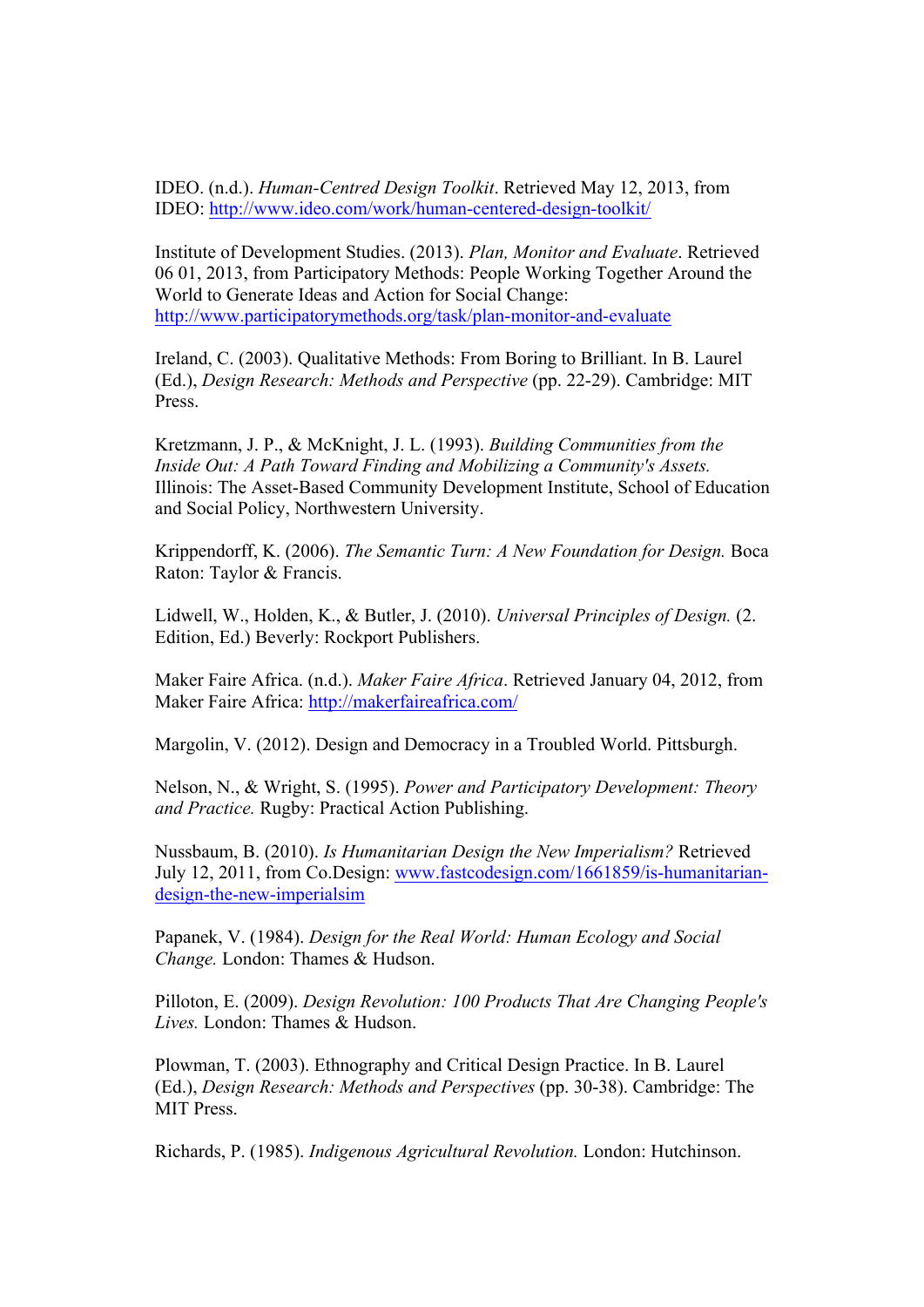IDEO. (n.d.). *Human-Centred Design Toolkit*. Retrieved May 12, 2013, from IDEO: http://www.ideo.com/work/human-centered-design-toolkit/

Institute of Development Studies. (2013). *Plan, Monitor and Evaluate*. Retrieved 06 01, 2013, from Participatory Methods: People Working Together Around the World to Generate Ideas and Action for Social Change: http://www.participatorymethods.org/task/plan-monitor-and-evaluate

Ireland, C. (2003). Qualitative Methods: From Boring to Brilliant. In B. Laurel (Ed.), *Design Research: Methods and Perspective* (pp. 22-29). Cambridge: MIT Press.

Kretzmann, J. P., & McKnight, J. L. (1993). *Building Communities from the Inside Out: A Path Toward Finding and Mobilizing a Community's Assets.* Illinois: The Asset-Based Community Development Institute, School of Education and Social Policy, Northwestern University.

Krippendorff, K. (2006). *The Semantic Turn: A New Foundation for Design.* Boca Raton: Taylor & Francis.

Lidwell, W., Holden, K., & Butler, J. (2010). *Universal Principles of Design.* (2. Edition, Ed.) Beverly: Rockport Publishers.

Maker Faire Africa. (n.d.). *Maker Faire Africa*. Retrieved January 04, 2012, from Maker Faire Africa: http://makerfaireafrica.com/

Margolin, V. (2012). Design and Democracy in a Troubled World. Pittsburgh.

Nelson, N., & Wright, S. (1995). *Power and Participatory Development: Theory and Practice.* Rugby: Practical Action Publishing.

Nussbaum, B. (2010). *Is Humanitarian Design the New Imperialism?* Retrieved July 12, 2011, from Co.Design: www.fastcodesign.com/1661859/is-humanitarian-design-the-new-imperialsim

Papanek, V. (1984). *Design for the Real World: Human Ecology and Social Change.* London: Thames & Hudson.

Pilloton, E. (2009). *Design Revolution: 100 Products That Are Changing People's Lives.* London: Thames & Hudson.

Plowman, T. (2003). Ethnography and Critical Design Practice. In B. Laurel (Ed.), *Design Research: Methods and Perspectives* (pp. 30-38). Cambridge: The MIT Press.

Richards, P. (1985). *Indigenous Agricultural Revolution.* London: Hutchinson.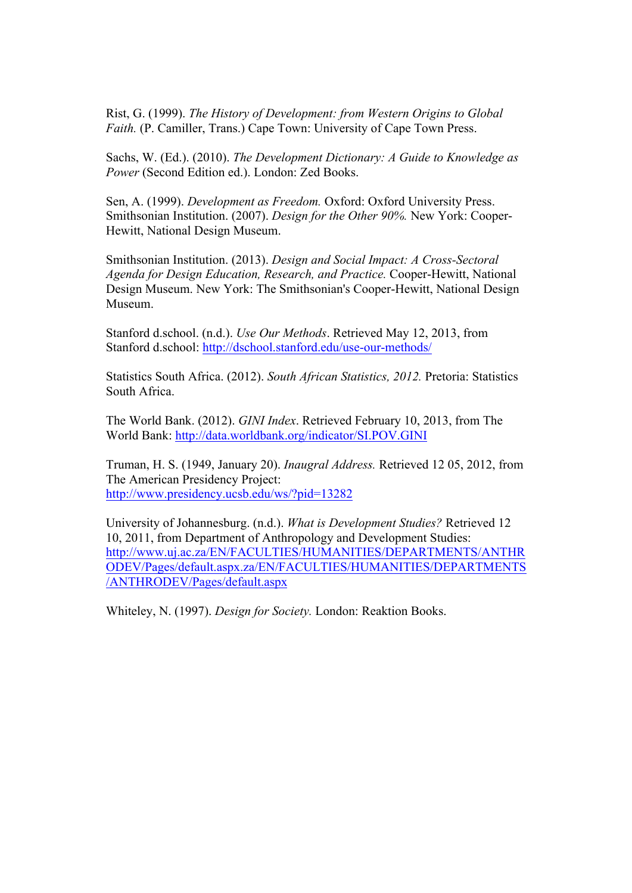Rist, G. (1999). *The History of Development: from Western Origins to Global Faith.* (P. Camiller, Trans.) Cape Town: University of Cape Town Press.

Sachs, W. (Ed.). (2010). *The Development Dictionary: A Guide to Knowledge as Power* (Second Edition ed.). London: Zed Books.

Sen, A. (1999). *Development as Freedom.* Oxford: Oxford University Press.
Smithsonian Institution. (2007). *Design for the Other 90%.* New York: Cooper-Hewitt, National Design Museum.

Smithsonian Institution. (2013). *Design and Social Impact: A Cross-Sectoral Agenda for Design Education, Research, and Practice.* Cooper-Hewitt, National Design Museum. New York: The Smithsonian's Cooper-Hewitt, National Design Museum.

Stanford d.school. (n.d.). *Use Our Methods*. Retrieved May 12, 2013, from Stanford d.school: http://dschool.stanford.edu/use-our-methods/

Statistics South Africa. (2012). *South African Statistics, 2012.* Pretoria: Statistics South Africa.

The World Bank. (2012). *GINI Index*. Retrieved February 10, 2013, from The World Bank: http://data.worldbank.org/indicator/SI.POV.GINI

Truman, H. S. (1949, January 20). *Inaugral Address.* Retrieved 12 05, 2012, from The American Presidency Project: http://www.presidency.ucsb.edu/ws/?pid=13282

University of Johannesburg. (n.d.). *What is Development Studies?* Retrieved 12 10, 2011, from Department of Anthropology and Development Studies: http://www.uj.ac.za/EN/FACULTIES/HUMANITIES/DEPARTMENTS/ANTHRODEV/Pages/default.aspx.za/EN/FACULTIES/HUMANITIES/DEPARTMENTS/ANTHRODEV/Pages/default.aspx

Whiteley, N. (1997). *Design for Society.* London: Reaktion Books.